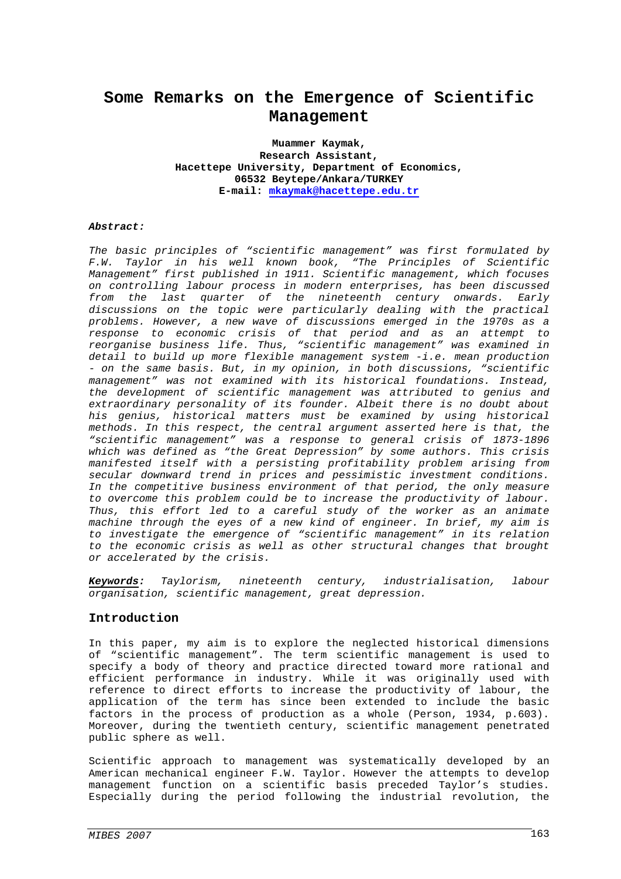# Some Remarks on the Emergence of Scientific Management

**Muammer Kaymak,**
**Research Assistant,**
**Hacettepe University, Department of Economics,**
**06532 Beytepe/Ankara/TURKEY**
**E-mail: mkaymak@hacettepe.edu.tr**

***Abstract:***

*The basic principles of "scientific management" was first formulated by F.W. Taylor in his well known book, "The Principles of Scientific Management" first published in 1911. Scientific management, which focuses on controlling labour process in modern enterprises, has been discussed from the last quarter of the nineteenth century onwards. Early discussions on the topic were particularly dealing with the practical problems. However, a new wave of discussions emerged in the 1970s as a response to economic crisis of that period and as an attempt to reorganise business life. Thus, "scientific management" was examined in detail to build up more flexible management system -i.e. mean production - on the same basis. But, in my opinion, in both discussions, "scientific management" was not examined with its historical foundations. Instead, the development of scientific management was attributed to genius and extraordinary personality of its founder. Albeit there is no doubt about his genius, historical matters must be examined by using historical methods. In this respect, the central argument asserted here is that, the "scientific management" was a response to general crisis of 1873-1896 which was defined as "the Great Depression" by some authors. This crisis manifested itself with a persisting profitability problem arising from secular downward trend in prices and pessimistic investment conditions. In the competitive business environment of that period, the only measure to overcome this problem could be to increase the productivity of labour. Thus, this effort led to a careful study of the worker as an animate machine through the eyes of a new kind of engineer. In brief, my aim is to investigate the emergence of "scientific management" in its relation to the economic crisis as well as other structural changes that brought or accelerated by the crisis.*

***Keywords:*** *Taylorism, nineteenth century, industrialisation, labour organisation, scientific management, great depression.*

## Introduction

In this paper, my aim is to explore the neglected historical dimensions of "scientific management". The term scientific management is used to specify a body of theory and practice directed toward more rational and efficient performance in industry. While it was originally used with reference to direct efforts to increase the productivity of labour, the application of the term has since been extended to include the basic factors in the process of production as a whole (Person, 1934, p.603). Moreover, during the twentieth century, scientific management penetrated public sphere as well.

Scientific approach to management was systematically developed by an American mechanical engineer F.W. Taylor. However the attempts to develop management function on a scientific basis preceded Taylor's studies. Especially during the period following the industrial revolution, the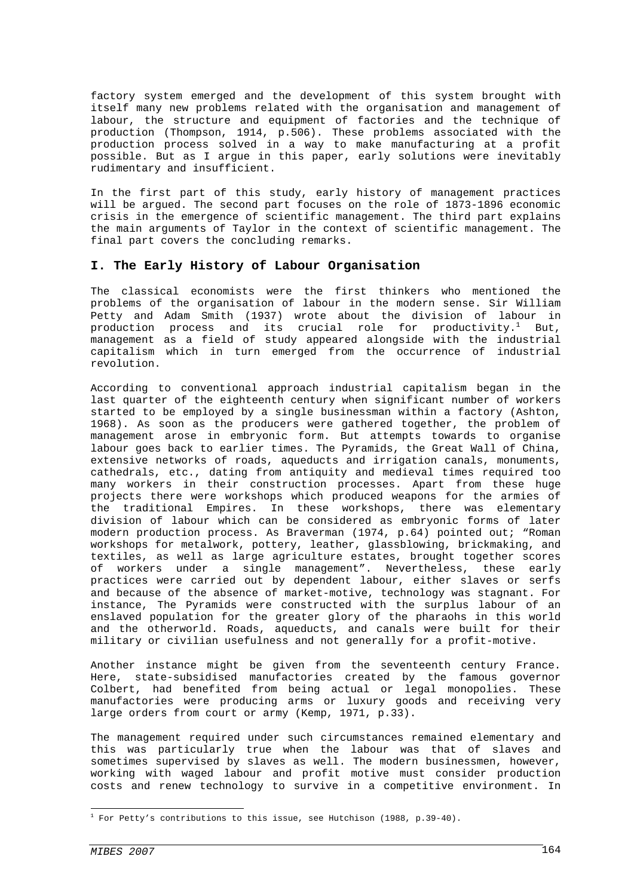factory system emerged and the development of this system brought with itself many new problems related with the organisation and management of labour, the structure and equipment of factories and the technique of production (Thompson, 1914, p.506). These problems associated with the production process solved in a way to make manufacturing at a profit possible. But as I argue in this paper, early solutions were inevitably rudimentary and insufficient.

In the first part of this study, early history of management practices will be argued. The second part focuses on the role of 1873-1896 economic crisis in the emergence of scientific management. The third part explains the main arguments of Taylor in the context of scientific management. The final part covers the concluding remarks.

## I. The Early History of Labour Organisation

The classical economists were the first thinkers who mentioned the problems of the organisation of labour in the modern sense. Sir William Petty and Adam Smith (1937) wrote about the division of labour in production process and its crucial role for productivity.[1] But, management as a field of study appeared alongside with the industrial capitalism which in turn emerged from the occurrence of industrial revolution.

According to conventional approach industrial capitalism began in the last quarter of the eighteenth century when significant number of workers started to be employed by a single businessman within a factory (Ashton, 1968). As soon as the producers were gathered together, the problem of management arose in embryonic form. But attempts towards to organise labour goes back to earlier times. The Pyramids, the Great Wall of China, extensive networks of roads, aqueducts and irrigation canals, monuments, cathedrals, etc., dating from antiquity and medieval times required too many workers in their construction processes. Apart from these huge projects there were workshops which produced weapons for the armies of the traditional Empires. In these workshops, there was elementary division of labour which can be considered as embryonic forms of later modern production process. As Braverman (1974, p.64) pointed out; "Roman workshops for metalwork, pottery, leather, glassblowing, brickmaking, and textiles, as well as large agriculture estates, brought together scores of workers under a single management". Nevertheless, these early practices were carried out by dependent labour, either slaves or serfs and because of the absence of market-motive, technology was stagnant. For instance, The Pyramids were constructed with the surplus labour of an enslaved population for the greater glory of the pharaohs in this world and the otherworld. Roads, aqueducts, and canals were built for their military or civilian usefulness and not generally for a profit-motive.

Another instance might be given from the seventeenth century France. Here, state-subsidised manufactories created by the famous governor Colbert, had benefited from being actual or legal monopolies. These manufactories were producing arms or luxury goods and receiving very large orders from court or army (Kemp, 1971, p.33).

The management required under such circumstances remained elementary and this was particularly true when the labour was that of slaves and sometimes supervised by slaves as well. The modern businessmen, however, working with waged labour and profit motive must consider production costs and renew technology to survive in a competitive environment. In

[1] For Petty's contributions to this issue, see Hutchison (1988, p.39-40).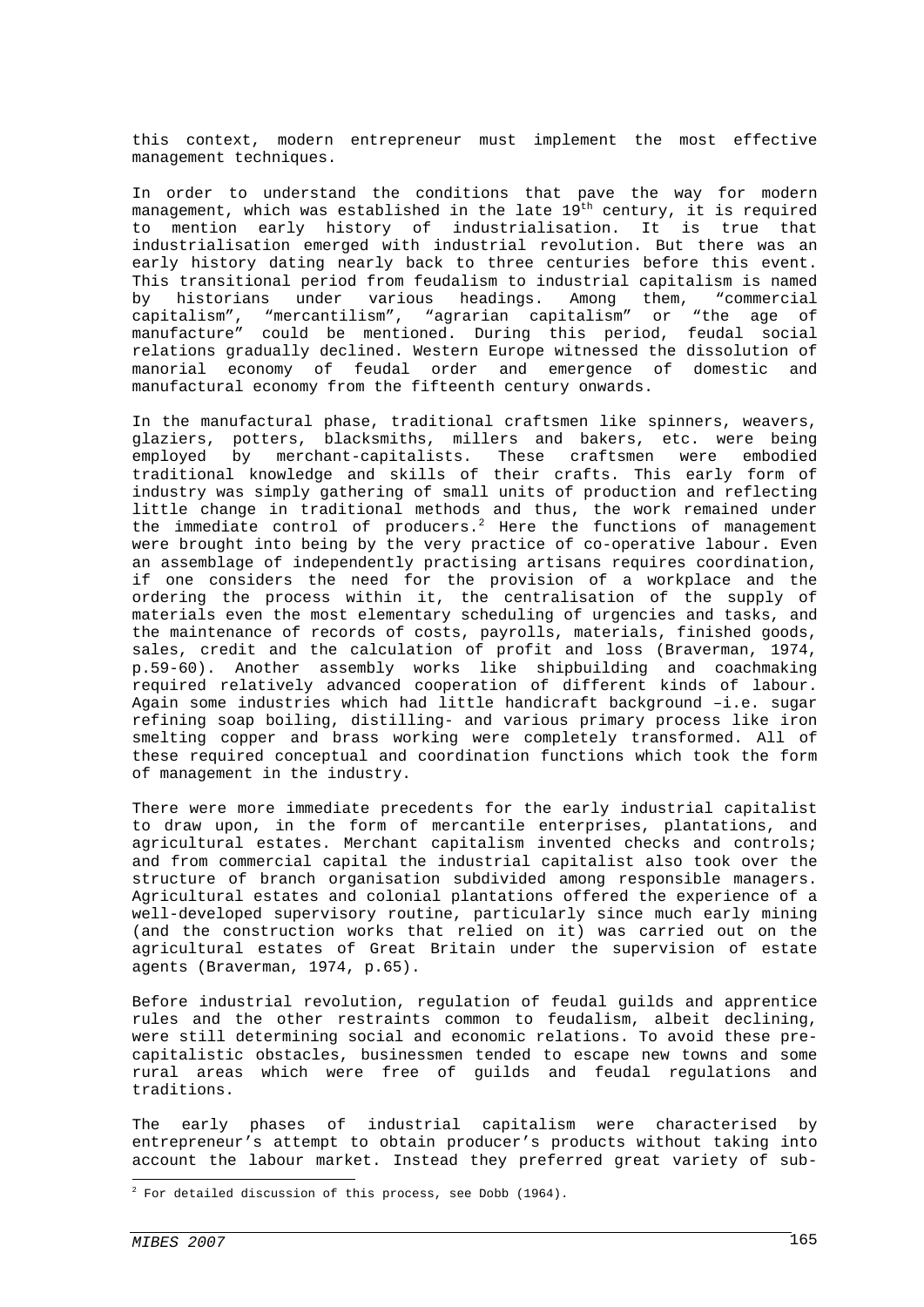this context, modern entrepreneur must implement the most effective management techniques.

In order to understand the conditions that pave the way for modern management, which was established in the late 19$^{th}$ century, it is required to mention early history of industrialisation. It is true that industrialisation emerged with industrial revolution. But there was an early history dating nearly back to three centuries before this event. This transitional period from feudalism to industrial capitalism is named by historians under various headings. Among them, "commercial capitalism", "mercantilism", "agrarian capitalism" or "the age of manufacture" could be mentioned. During this period, feudal social relations gradually declined. Western Europe witnessed the dissolution of manorial economy of feudal order and emergence of domestic and manufactural economy from the fifteenth century onwards.

In the manufactural phase, traditional craftsmen like spinners, weavers, glaziers, potters, blacksmiths, millers and bakers, etc. were being employed by merchant-capitalists. These craftsmen were embodied traditional knowledge and skills of their crafts. This early form of industry was simply gathering of small units of production and reflecting little change in traditional methods and thus, the work remained under the immediate control of producers.[2] Here the functions of management were brought into being by the very practice of co-operative labour. Even an assemblage of independently practising artisans requires coordination, if one considers the need for the provision of a workplace and the ordering the process within it, the centralisation of the supply of materials even the most elementary scheduling of urgencies and tasks, and the maintenance of records of costs, payrolls, materials, finished goods, sales, credit and the calculation of profit and loss (Braverman, 1974, p.59-60). Another assembly works like shipbuilding and coachmaking required relatively advanced cooperation of different kinds of labour. Again some industries which had little handicraft background –i.e. sugar refining soap boiling, distilling- and various primary process like iron smelting copper and brass working were completely transformed. All of these required conceptual and coordination functions which took the form of management in the industry.

There were more immediate precedents for the early industrial capitalist to draw upon, in the form of mercantile enterprises, plantations, and agricultural estates. Merchant capitalism invented checks and controls; and from commercial capital the industrial capitalist also took over the structure of branch organisation subdivided among responsible managers. Agricultural estates and colonial plantations offered the experience of a well-developed supervisory routine, particularly since much early mining (and the construction works that relied on it) was carried out on the agricultural estates of Great Britain under the supervision of estate agents (Braverman, 1974, p.65).

Before industrial revolution, regulation of feudal guilds and apprentice rules and the other restraints common to feudalism, albeit declining, were still determining social and economic relations. To avoid these pre-capitalistic obstacles, businessmen tended to escape new towns and some rural areas which were free of guilds and feudal regulations and traditions.

The early phases of industrial capitalism were characterised by entrepreneur's attempt to obtain producer's products without taking into account the labour market. Instead they preferred great variety of sub-

[2] For detailed discussion of this process, see Dobb (1964).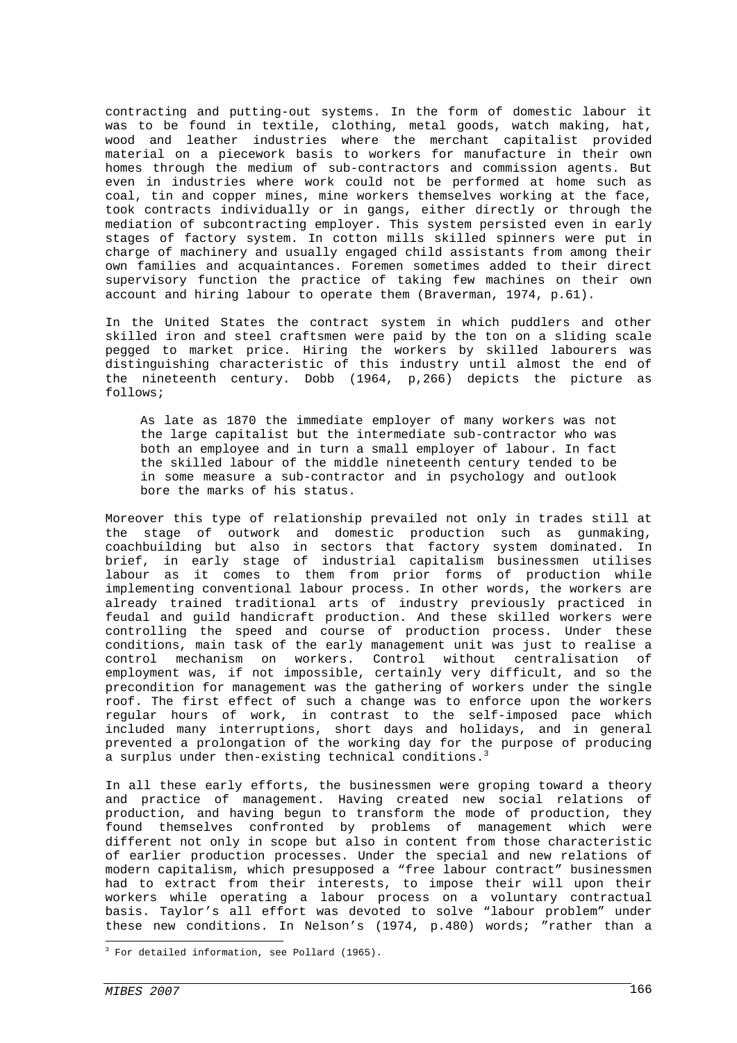contracting and putting-out systems. In the form of domestic labour it was to be found in textile, clothing, metal goods, watch making, hat, wood and leather industries where the merchant capitalist provided material on a piecework basis to workers for manufacture in their own homes through the medium of sub-contractors and commission agents. But even in industries where work could not be performed at home such as coal, tin and copper mines, mine workers themselves working at the face, took contracts individually or in gangs, either directly or through the mediation of subcontracting employer. This system persisted even in early stages of factory system. In cotton mills skilled spinners were put in charge of machinery and usually engaged child assistants from among their own families and acquaintances. Foremen sometimes added to their direct supervisory function the practice of taking few machines on their own account and hiring labour to operate them (Braverman, 1974, p.61).

In the United States the contract system in which puddlers and other skilled iron and steel craftsmen were paid by the ton on a sliding scale pegged to market price. Hiring the workers by skilled labourers was distinguishing characteristic of this industry until almost the end of the nineteenth century. Dobb (1964, p,266) depicts the picture as follows;

> As late as 1870 the immediate employer of many workers was not the large capitalist but the intermediate sub-contractor who was both an employee and in turn a small employer of labour. In fact the skilled labour of the middle nineteenth century tended to be in some measure a sub-contractor and in psychology and outlook bore the marks of his status.

Moreover this type of relationship prevailed not only in trades still at the stage of outwork and domestic production such as gunmaking, coachbuilding but also in sectors that factory system dominated. In brief, in early stage of industrial capitalism businessmen utilises labour as it comes to them from prior forms of production while implementing conventional labour process. In other words, the workers are already trained traditional arts of industry previously practiced in feudal and guild handicraft production. And these skilled workers were controlling the speed and course of production process. Under these conditions, main task of the early management unit was just to realise a control mechanism on workers. Control without centralisation of employment was, if not impossible, certainly very difficult, and so the precondition for management was the gathering of workers under the single roof. The first effect of such a change was to enforce upon the workers regular hours of work, in contrast to the self-imposed pace which included many interruptions, short days and holidays, and in general prevented a prolongation of the working day for the purpose of producing a surplus under then-existing technical conditions.[3]

In all these early efforts, the businessmen were groping toward a theory and practice of management. Having created new social relations of production, and having begun to transform the mode of production, they found themselves confronted by problems of management which were different not only in scope but also in content from those characteristic of earlier production processes. Under the special and new relations of modern capitalism, which presupposed a "free labour contract" businessmen had to extract from their interests, to impose their will upon their workers while operating a labour process on a voluntary contractual basis. Taylor's all effort was devoted to solve "labour problem" under these new conditions. In Nelson's (1974, p.480) words; "rather than a

[3] For detailed information, see Pollard (1965).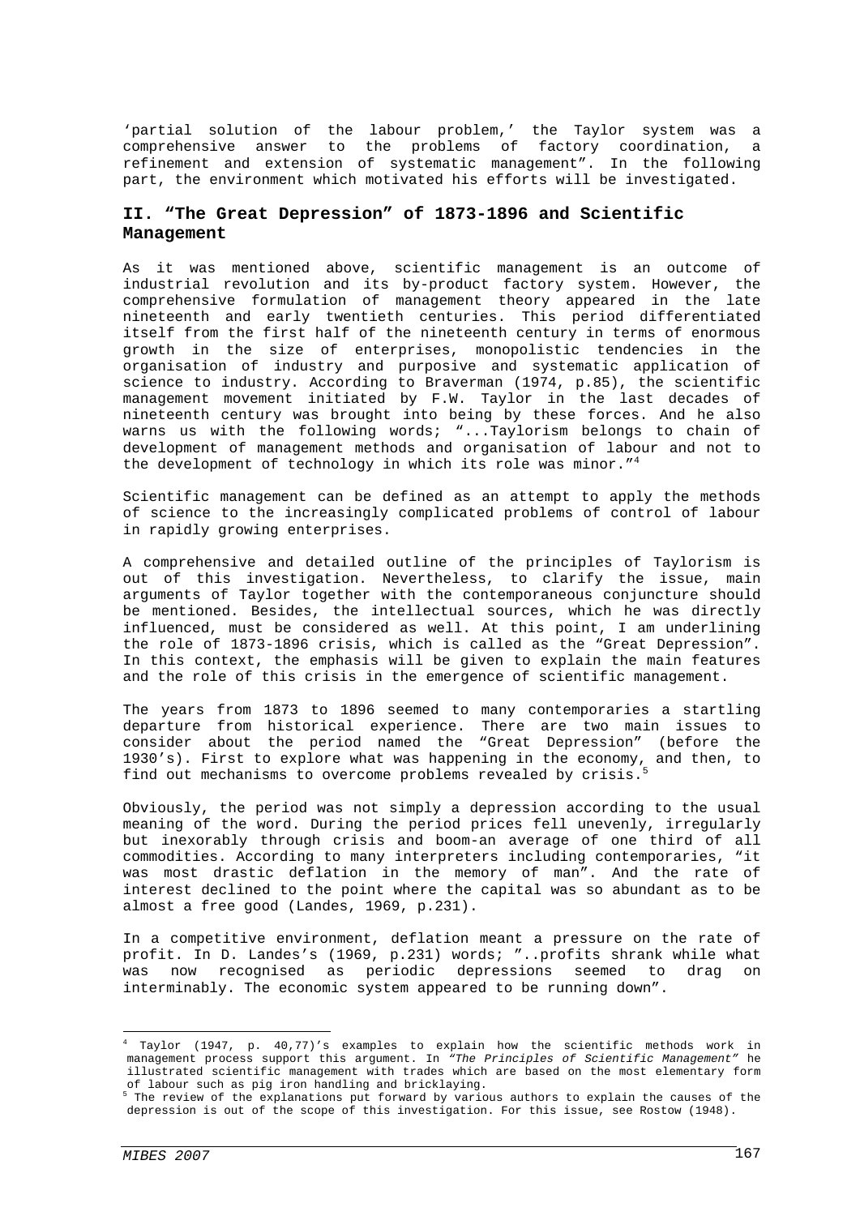'partial solution of the labour problem,' the Taylor system was a comprehensive answer to the problems of factory coordination, a refinement and extension of systematic management". In the following part, the environment which motivated his efforts will be investigated.

## II. "The Great Depression" of 1873-1896 and Scientific Management

As it was mentioned above, scientific management is an outcome of industrial revolution and its by-product factory system. However, the comprehensive formulation of management theory appeared in the late nineteenth and early twentieth centuries. This period differentiated itself from the first half of the nineteenth century in terms of enormous growth in the size of enterprises, monopolistic tendencies in the organisation of industry and purposive and systematic application of science to industry. According to Braverman (1974, p.85), the scientific management movement initiated by F.W. Taylor in the last decades of nineteenth century was brought into being by these forces. And he also warns us with the following words; "...Taylorism belongs to chain of development of management methods and organisation of labour and not to the development of technology in which its role was minor."[4]

Scientific management can be defined as an attempt to apply the methods of science to the increasingly complicated problems of control of labour in rapidly growing enterprises.

A comprehensive and detailed outline of the principles of Taylorism is out of this investigation. Nevertheless, to clarify the issue, main arguments of Taylor together with the contemporaneous conjuncture should be mentioned. Besides, the intellectual sources, which he was directly influenced, must be considered as well. At this point, I am underlining the role of 1873-1896 crisis, which is called as the "Great Depression". In this context, the emphasis will be given to explain the main features and the role of this crisis in the emergence of scientific management.

The years from 1873 to 1896 seemed to many contemporaries a startling departure from historical experience. There are two main issues to consider about the period named the "Great Depression" (before the 1930's). First to explore what was happening in the economy, and then, to find out mechanisms to overcome problems revealed by crisis.[5]

Obviously, the period was not simply a depression according to the usual meaning of the word. During the period prices fell unevenly, irregularly but inexorably through crisis and boom-an average of one third of all commodities. According to many interpreters including contemporaries, "it was most drastic deflation in the memory of man". And the rate of interest declined to the point where the capital was so abundant as to be almost a free good (Landes, 1969, p.231).

In a competitive environment, deflation meant a pressure on the rate of profit. In D. Landes's (1969, p.231) words; "..profits shrank while what was now recognised as periodic depressions seemed to drag on interminably. The economic system appeared to be running down".

---

[4] Taylor (1947, p. 40,77)'s examples to explain how the scientific methods work in management process support this argument. In *"The Principles of Scientific Management"* he illustrated scientific management with trades which are based on the most elementary form of labour such as pig iron handling and bricklaying.

[5] The review of the explanations put forward by various authors to explain the causes of the depression is out of the scope of this investigation. For this issue, see Rostow (1948).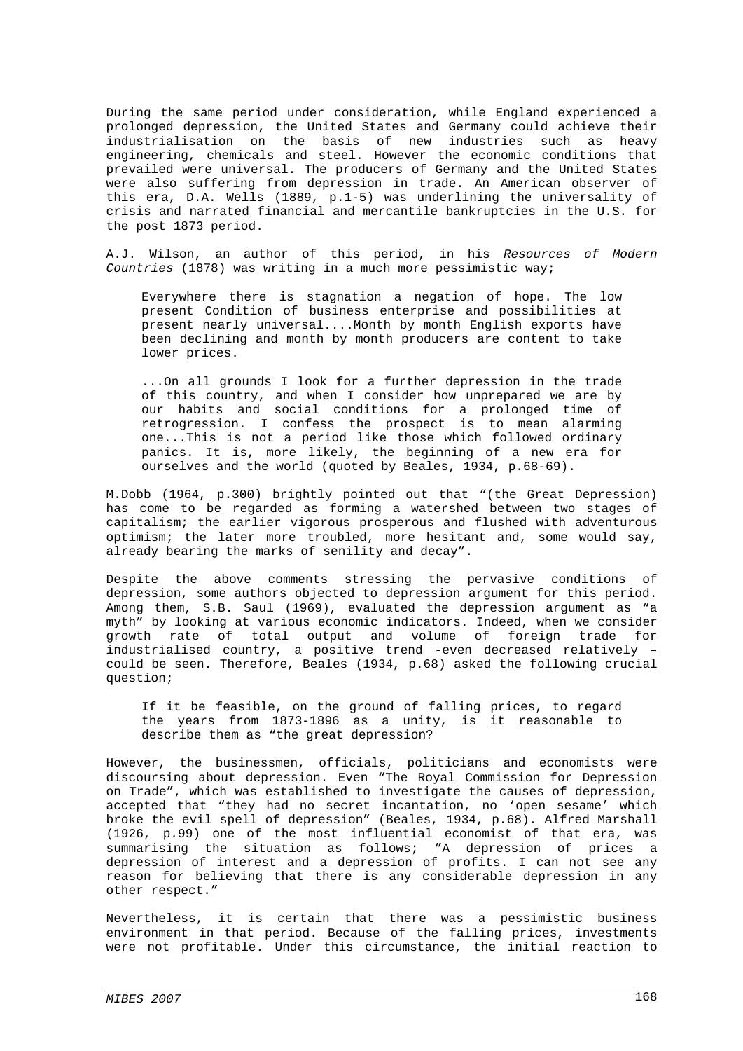During the same period under consideration, while England experienced a prolonged depression, the United States and Germany could achieve their industrialisation on the basis of new industries such as heavy engineering, chemicals and steel. However the economic conditions that prevailed were universal. The producers of Germany and the United States were also suffering from depression in trade. An American observer of this era, D.A. Wells (1889, p.1-5) was underlining the universality of crisis and narrated financial and mercantile bankruptcies in the U.S. for the post 1873 period.

A.J. Wilson, an author of this period, in his *Resources of Modern Countries* (1878) was writing in a much more pessimistic way;

> Everywhere there is stagnation a negation of hope. The low present Condition of business enterprise and possibilities at present nearly universal....Month by month English exports have been declining and month by month producers are content to take lower prices.
>
> ...On all grounds I look for a further depression in the trade of this country, and when I consider how unprepared we are by our habits and social conditions for a prolonged time of retrogression. I confess the prospect is to mean alarming one...This is not a period like those which followed ordinary panics. It is, more likely, the beginning of a new era for ourselves and the world (quoted by Beales, 1934, p.68-69).

M.Dobb (1964, p.300) brightly pointed out that "(the Great Depression) has come to be regarded as forming a watershed between two stages of capitalism; the earlier vigorous prosperous and flushed with adventurous optimism; the later more troubled, more hesitant and, some would say, already bearing the marks of senility and decay".

Despite the above comments stressing the pervasive conditions of depression, some authors objected to depression argument for this period. Among them, S.B. Saul (1969), evaluated the depression argument as "a myth" by looking at various economic indicators. Indeed, when we consider growth rate of total output and volume of foreign trade for industrialised country, a positive trend -even decreased relatively – could be seen. Therefore, Beales (1934, p.68) asked the following crucial question;

> If it be feasible, on the ground of falling prices, to regard the years from 1873-1896 as a unity, is it reasonable to describe them as "the great depression?

However, the businessmen, officials, politicians and economists were discoursing about depression. Even "The Royal Commission for Depression on Trade", which was established to investigate the causes of depression, accepted that "they had no secret incantation, no 'open sesame' which broke the evil spell of depression" (Beales, 1934, p.68). Alfred Marshall (1926, p.99) one of the most influential economist of that era, was summarising the situation as follows; "A depression of prices a depression of interest and a depression of profits. I can not see any reason for believing that there is any considerable depression in any other respect."

Nevertheless, it is certain that there was a pessimistic business environment in that period. Because of the falling prices, investments were not profitable. Under this circumstance, the initial reaction to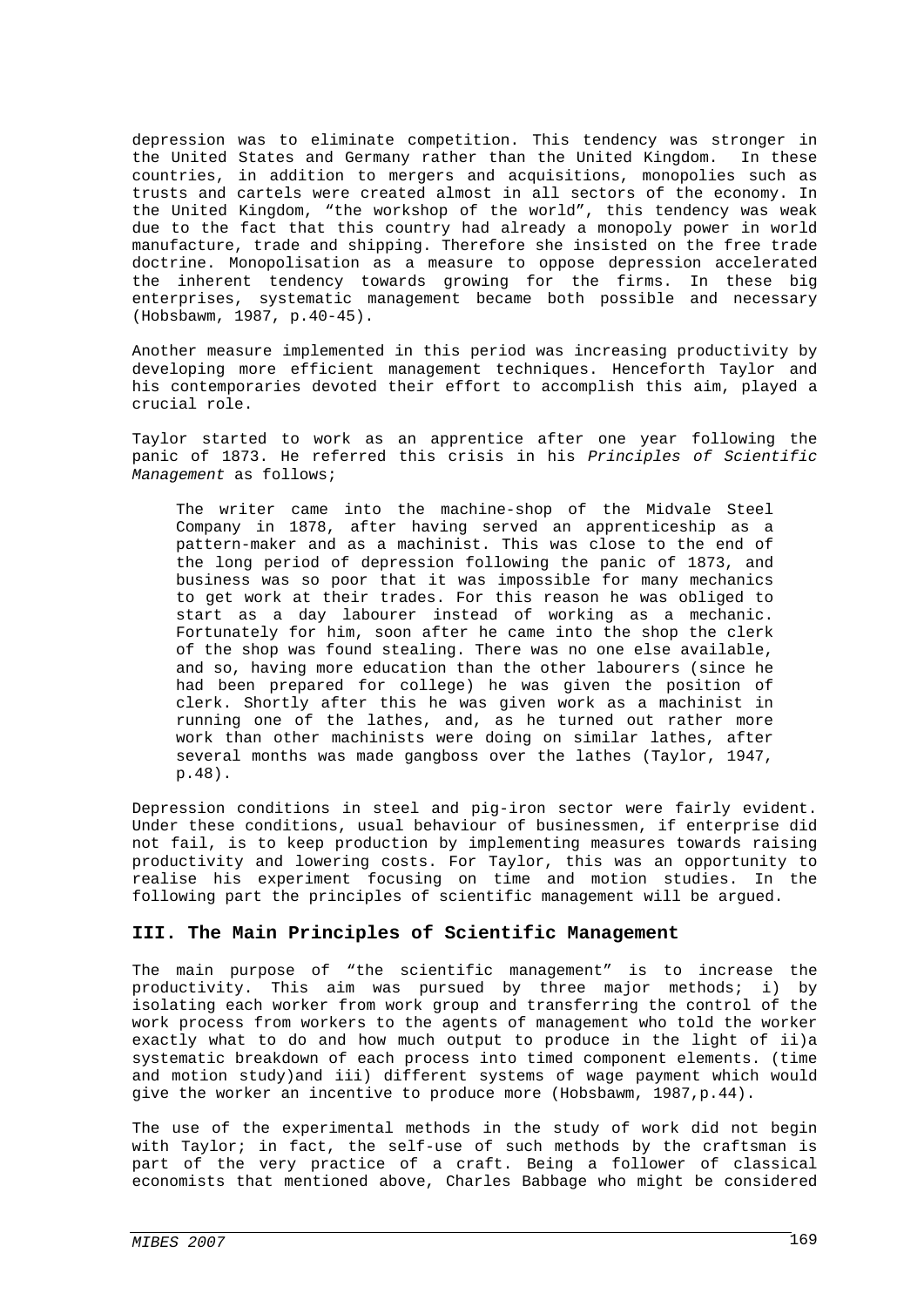depression was to eliminate competition. This tendency was stronger in the United States and Germany rather than the United Kingdom. In these countries, in addition to mergers and acquisitions, monopolies such as trusts and cartels were created almost in all sectors of the economy. In the United Kingdom, "the workshop of the world", this tendency was weak due to the fact that this country had already a monopoly power in world manufacture, trade and shipping. Therefore she insisted on the free trade doctrine. Monopolisation as a measure to oppose depression accelerated the inherent tendency towards growing for the firms. In these big enterprises, systematic management became both possible and necessary (Hobsbawm, 1987, p.40-45).

Another measure implemented in this period was increasing productivity by developing more efficient management techniques. Henceforth Taylor and his contemporaries devoted their effort to accomplish this aim, played a crucial role.

Taylor started to work as an apprentice after one year following the panic of 1873. He referred this crisis in his *Principles of Scientific Management* as follows;

> The writer came into the machine-shop of the Midvale Steel Company in 1878, after having served an apprenticeship as a pattern-maker and as a machinist. This was close to the end of the long period of depression following the panic of 1873, and business was so poor that it was impossible for many mechanics to get work at their trades. For this reason he was obliged to start as a day labourer instead of working as a mechanic. Fortunately for him, soon after he came into the shop the clerk of the shop was found stealing. There was no one else available, and so, having more education than the other labourers (since he had been prepared for college) he was given the position of clerk. Shortly after this he was given work as a machinist in running one of the lathes, and, as he turned out rather more work than other machinists were doing on similar lathes, after several months was made gangboss over the lathes (Taylor, 1947, p.48).

Depression conditions in steel and pig-iron sector were fairly evident. Under these conditions, usual behaviour of businessmen, if enterprise did not fail, is to keep production by implementing measures towards raising productivity and lowering costs. For Taylor, this was an opportunity to realise his experiment focusing on time and motion studies. In the following part the principles of scientific management will be argued.

## III. The Main Principles of Scientific Management

The main purpose of "the scientific management" is to increase the productivity. This aim was pursued by three major methods; i) by isolating each worker from work group and transferring the control of the work process from workers to the agents of management who told the worker exactly what to do and how much output to produce in the light of ii)a systematic breakdown of each process into timed component elements. (time and motion study)and iii) different systems of wage payment which would give the worker an incentive to produce more (Hobsbawm, 1987,p.44).

The use of the experimental methods in the study of work did not begin with Taylor; in fact, the self-use of such methods by the craftsman is part of the very practice of a craft. Being a follower of classical economists that mentioned above, Charles Babbage who might be considered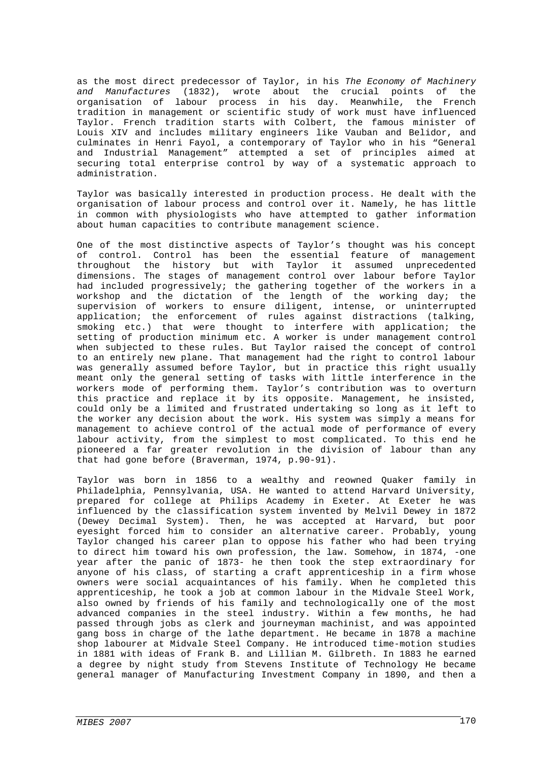as the most direct predecessor of Taylor, in his *The Economy of Machinery and Manufactures* (1832), wrote about the crucial points of the organisation of labour process in his day. Meanwhile, the French tradition in management or scientific study of work must have influenced Taylor. French tradition starts with Colbert, the famous minister of Louis XIV and includes military engineers like Vauban and Belidor, and culminates in Henri Fayol, a contemporary of Taylor who in his "General and Industrial Management" attempted a set of principles aimed at securing total enterprise control by way of a systematic approach to administration.

Taylor was basically interested in production process. He dealt with the organisation of labour process and control over it. Namely, he has little in common with physiologists who have attempted to gather information about human capacities to contribute management science.

One of the most distinctive aspects of Taylor's thought was his concept of control. Control has been the essential feature of management throughout the history but with Taylor it assumed unprecedented dimensions. The stages of management control over labour before Taylor had included progressively; the gathering together of the workers in a workshop and the dictation of the length of the working day; the supervision of workers to ensure diligent, intense, or uninterrupted application; the enforcement of rules against distractions (talking, smoking etc.) that were thought to interfere with application; the setting of production minimum etc. A worker is under management control when subjected to these rules. But Taylor raised the concept of control to an entirely new plane. That management had the right to control labour was generally assumed before Taylor, but in practice this right usually meant only the general setting of tasks with little interference in the workers mode of performing them. Taylor's contribution was to overturn this practice and replace it by its opposite. Management, he insisted, could only be a limited and frustrated undertaking so long as it left to the worker any decision about the work. His system was simply a means for management to achieve control of the actual mode of performance of every labour activity, from the simplest to most complicated. To this end he pioneered a far greater revolution in the division of labour than any that had gone before (Braverman, 1974, p.90-91).

Taylor was born in 1856 to a wealthy and reowned Quaker family in Philadelphia, Pennsylvania, USA. He wanted to attend Harvard University, prepared for college at Philips Academy in Exeter. At Exeter he was influenced by the classification system invented by Melvil Dewey in 1872 (Dewey Decimal System). Then, he was accepted at Harvard, but poor eyesight forced him to consider an alternative career. Probably, young Taylor changed his career plan to oppose his father who had been trying to direct him toward his own profession, the law. Somehow, in 1874, -one year after the panic of 1873- he then took the step extraordinary for anyone of his class, of starting a craft apprenticeship in a firm whose owners were social acquaintances of his family. When he completed this apprenticeship, he took a job at common labour in the Midvale Steel Work, also owned by friends of his family and technologically one of the most advanced companies in the steel industry. Within a few months, he had passed through jobs as clerk and journeyman machinist, and was appointed gang boss in charge of the lathe department. He became in 1878 a machine shop labourer at Midvale Steel Company. He introduced time-motion studies in 1881 with ideas of Frank B. and Lillian M. Gilbreth. In 1883 he earned a degree by night study from Stevens Institute of Technology He became general manager of Manufacturing Investment Company in 1890, and then a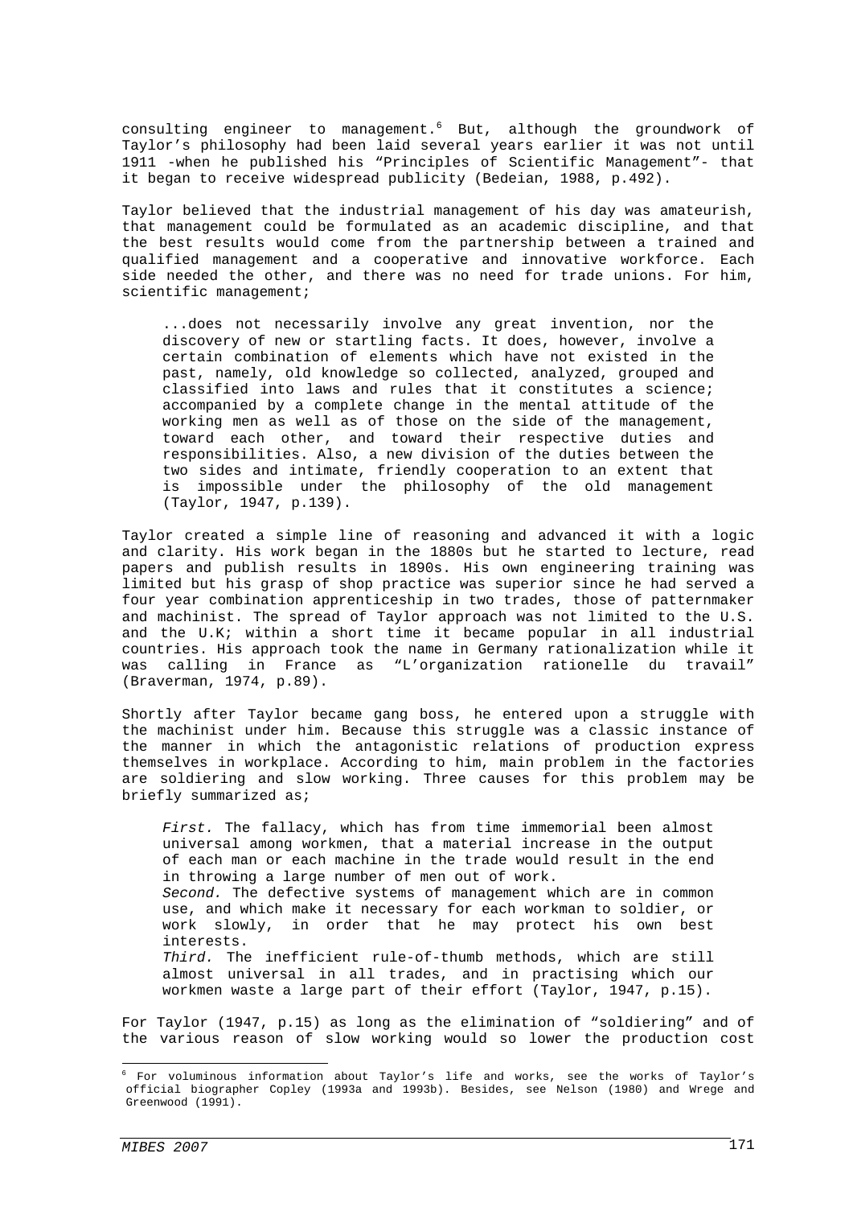consulting engineer to management.[6] But, although the groundwork of Taylor's philosophy had been laid several years earlier it was not until 1911 -when he published his "Principles of Scientific Management"- that it began to receive widespread publicity (Bedeian, 1988, p.492).

Taylor believed that the industrial management of his day was amateurish, that management could be formulated as an academic discipline, and that the best results would come from the partnership between a trained and qualified management and a cooperative and innovative workforce. Each side needed the other, and there was no need for trade unions. For him, scientific management;

> ...does not necessarily involve any great invention, nor the discovery of new or startling facts. It does, however, involve a certain combination of elements which have not existed in the past, namely, old knowledge so collected, analyzed, grouped and classified into laws and rules that it constitutes a science; accompanied by a complete change in the mental attitude of the working men as well as of those on the side of the management, toward each other, and toward their respective duties and responsibilities. Also, a new division of the duties between the two sides and intimate, friendly cooperation to an extent that is impossible under the philosophy of the old management (Taylor, 1947, p.139).

Taylor created a simple line of reasoning and advanced it with a logic and clarity. His work began in the 1880s but he started to lecture, read papers and publish results in 1890s. His own engineering training was limited but his grasp of shop practice was superior since he had served a four year combination apprenticeship in two trades, those of patternmaker and machinist. The spread of Taylor approach was not limited to the U.S. and the U.K; within a short time it became popular in all industrial countries. His approach took the name in Germany rationalization while it was calling in France as "L'organization rationelle du travail" (Braverman, 1974, p.89).

Shortly after Taylor became gang boss, he entered upon a struggle with the machinist under him. Because this struggle was a classic instance of the manner in which the antagonistic relations of production express themselves in workplace. According to him, main problem in the factories are soldiering and slow working. Three causes for this problem may be briefly summarized as;

> *First.* The fallacy, which has from time immemorial been almost universal among workmen, that a material increase in the output of each man or each machine in the trade would result in the end in throwing a large number of men out of work.
> *Second.* The defective systems of management which are in common use, and which make it necessary for each workman to soldier, or work slowly, in order that he may protect his own best interests.
> *Third.* The inefficient rule-of-thumb methods, which are still almost universal in all trades, and in practising which our workmen waste a large part of their effort (Taylor, 1947, p.15).

For Taylor (1947, p.15) as long as the elimination of "soldiering" and of the various reason of slow working would so lower the production cost

---

[6] For voluminous information about Taylor's life and works, see the works of Taylor's official biographer Copley (1993a and 1993b). Besides, see Nelson (1980) and Wrege and Greenwood (1991).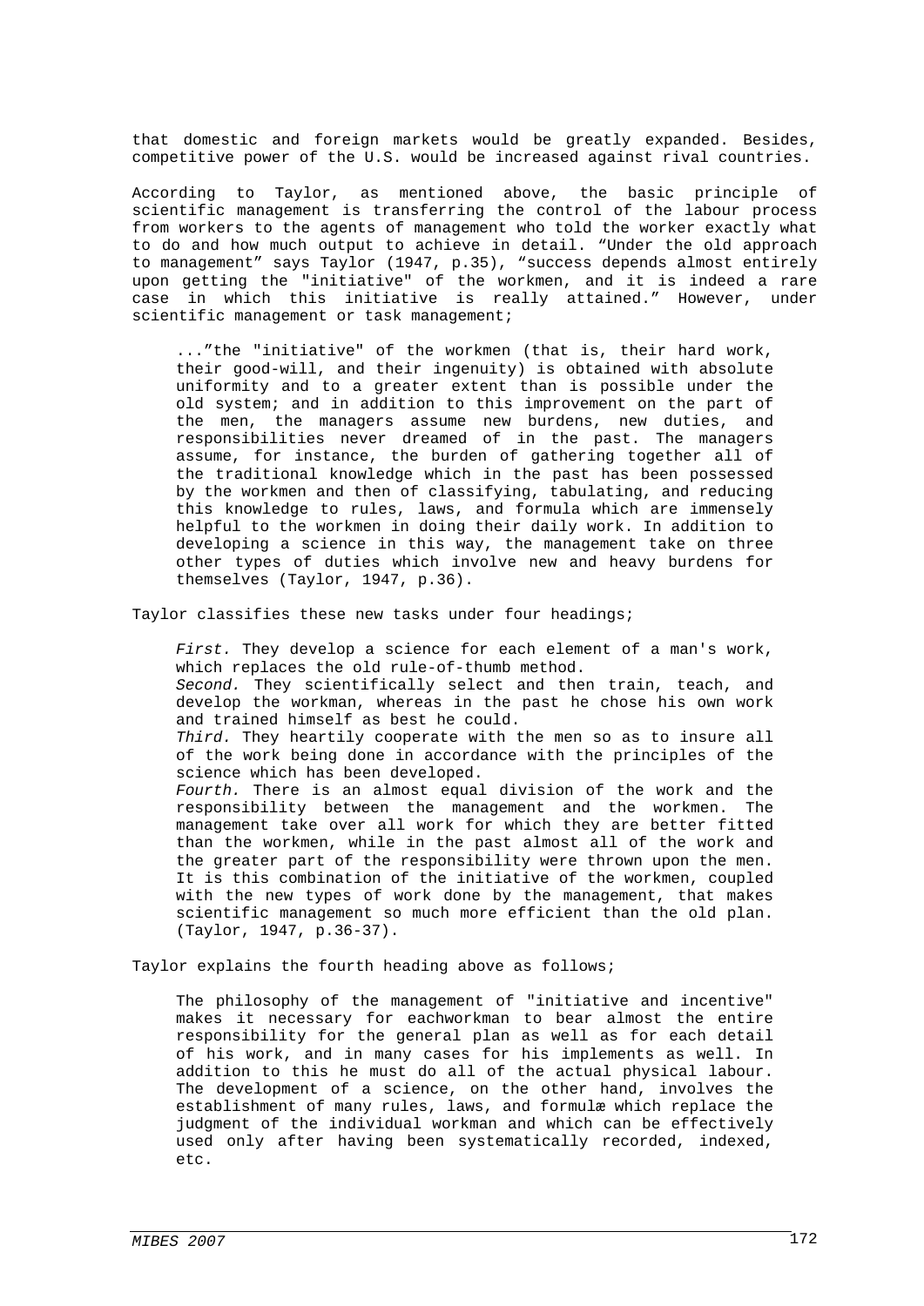that domestic and foreign markets would be greatly expanded. Besides, competitive power of the U.S. would be increased against rival countries.

According to Taylor, as mentioned above, the basic principle of scientific management is transferring the control of the labour process from workers to the agents of management who told the worker exactly what to do and how much output to achieve in detail. "Under the old approach to management" says Taylor (1947, p.35), "success depends almost entirely upon getting the "initiative" of the workmen, and it is indeed a rare case in which this initiative is really attained." However, under scientific management or task management;

> ..."the "initiative" of the workmen (that is, their hard work, their good-will, and their ingenuity) is obtained with absolute uniformity and to a greater extent than is possible under the old system; and in addition to this improvement on the part of the men, the managers assume new burdens, new duties, and responsibilities never dreamed of in the past. The managers assume, for instance, the burden of gathering together all of the traditional knowledge which in the past has been possessed by the workmen and then of classifying, tabulating, and reducing this knowledge to rules, laws, and formula which are immensely helpful to the workmen in doing their daily work. In addition to developing a science in this way, the management take on three other types of duties which involve new and heavy burdens for themselves (Taylor, 1947, p.36).

Taylor classifies these new tasks under four headings;

> *First.* They develop a science for each element of a man's work, which replaces the old rule-of-thumb method.
> *Second.* They scientifically select and then train, teach, and develop the workman, whereas in the past he chose his own work and trained himself as best he could.
> *Third.* They heartily cooperate with the men so as to insure all of the work being done in accordance with the principles of the science which has been developed.
> *Fourth.* There is an almost equal division of the work and the responsibility between the management and the workmen. The management take over all work for which they are better fitted than the workmen, while in the past almost all of the work and the greater part of the responsibility were thrown upon the men. It is this combination of the initiative of the workmen, coupled with the new types of work done by the management, that makes scientific management so much more efficient than the old plan. (Taylor, 1947, p.36-37).

Taylor explains the fourth heading above as follows;

> The philosophy of the management of "initiative and incentive" makes it necessary for eachworkman to bear almost the entire responsibility for the general plan as well as for each detail of his work, and in many cases for his implements as well. In addition to this he must do all of the actual physical labour. The development of a science, on the other hand, involves the establishment of many rules, laws, and formulæ which replace the judgment of the individual workman and which can be effectively used only after having been systematically recorded, indexed, etc.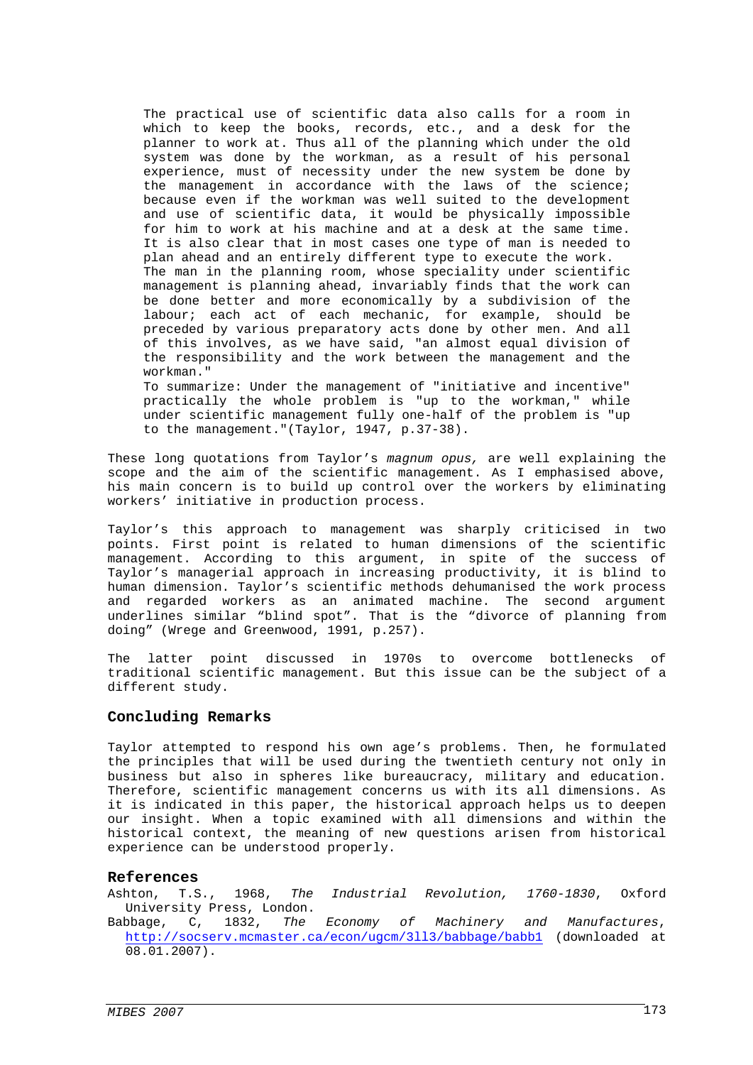> The practical use of scientific data also calls for a room in which to keep the books, records, etc., and a desk for the planner to work at. Thus all of the planning which under the old system was done by the workman, as a result of his personal experience, must of necessity under the new system be done by the management in accordance with the laws of the science; because even if the workman was well suited to the development and use of scientific data, it would be physically impossible for him to work at his machine and at a desk at the same time. It is also clear that in most cases one type of man is needed to plan ahead and an entirely different type to execute the work.
> The man in the planning room, whose speciality under scientific management is planning ahead, invariably finds that the work can be done better and more economically by a subdivision of the labour; each act of each mechanic, for example, should be preceded by various preparatory acts done by other men. And all of this involves, as we have said, "an almost equal division of the responsibility and the work between the management and the workman."
> To summarize: Under the management of "initiative and incentive" practically the whole problem is "up to the workman," while under scientific management fully one-half of the problem is "up to the management."(Taylor, 1947, p.37-38).

These long quotations from Taylor's *magnum opus,* are well explaining the scope and the aim of the scientific management. As I emphasised above, his main concern is to build up control over the workers by eliminating workers' initiative in production process.

Taylor's this approach to management was sharply criticised in two points. First point is related to human dimensions of the scientific management. According to this argument, in spite of the success of Taylor's managerial approach in increasing productivity, it is blind to human dimension. Taylor's scientific methods dehumanised the work process and regarded workers as an animated machine. The second argument underlines similar "blind spot". That is the "divorce of planning from doing" (Wrege and Greenwood, 1991, p.257).

The latter point discussed in 1970s to overcome bottlenecks of traditional scientific management. But this issue can be the subject of a different study.

## Concluding Remarks

Taylor attempted to respond his own age's problems. Then, he formulated the principles that will be used during the twentieth century not only in business but also in spheres like bureaucracy, military and education. Therefore, scientific management concerns us with its all dimensions. As it is indicated in this paper, the historical approach helps us to deepen our insight. When a topic examined with all dimensions and within the historical context, the meaning of new questions arisen from historical experience can be understood properly.

## References

Ashton, T.S., 1968, *The Industrial Revolution, 1760-1830*, Oxford University Press, London.

Babbage, C, 1832, *The Economy of Machinery and Manufactures*, http://socserv.mcmaster.ca/econ/ugcm/3ll3/babbage/babb1 (downloaded at 08.01.2007).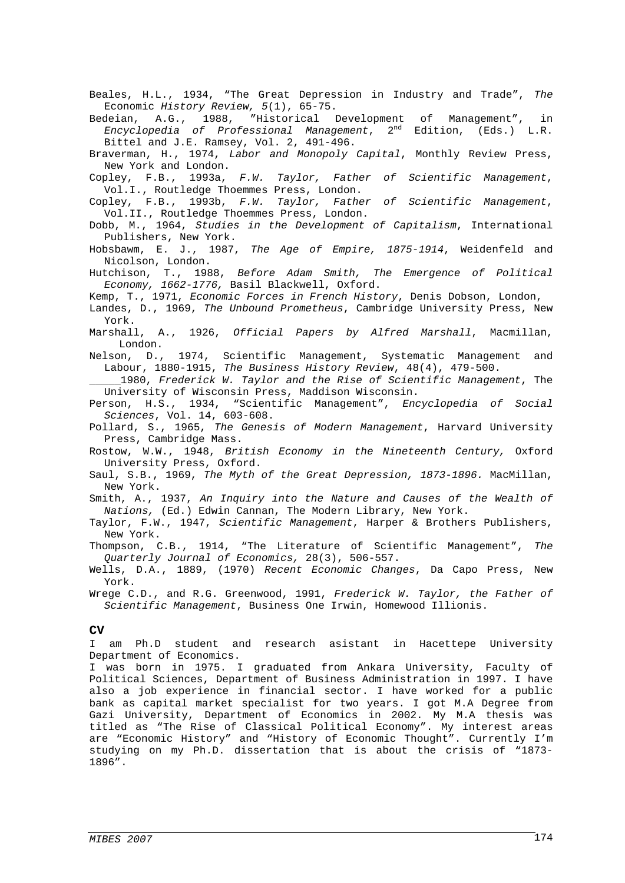Beales, H.L., 1934, "The Great Depression in Industry and Trade", *The* Economic *History Review, 5*(1), 65-75.

Bedeian, A.G., 1988, "Historical Development of Management", in *Encyclopedia of Professional Management*, 2nd Edition, (Eds.) L.R. Bittel and J.E. Ramsey, Vol. 2, 491-496.

Braverman, H., 1974, *Labor and Monopoly Capital*, Monthly Review Press, New York and London.

Copley, F.B., 1993a, *F.W. Taylor, Father of Scientific Management*, Vol.I., Routledge Thoemmes Press, London.

Copley, F.B., 1993b, *F.W. Taylor, Father of Scientific Management*, Vol.II., Routledge Thoemmes Press, London.

Dobb, M., 1964, *Studies in the Development of Capitalism*, International Publishers, New York.

Hobsbawm, E. J., 1987, *The Age of Empire, 1875-1914*, Weidenfeld and Nicolson, London.

Hutchison, T., 1988, *Before Adam Smith, The Emergence of Political Economy, 1662-1776,* Basil Blackwell, Oxford.

Kemp, T., 1971, *Economic Forces in French History*, Denis Dobson, London,

Landes, D., 1969, *The Unbound Prometheus*, Cambridge University Press, New York.

Marshall, A., 1926, *Official Papers by Alfred Marshall*, Macmillan, London.

Nelson, D., 1974, Scientific Management, Systematic Management and Labour, 1880-1915, *The Business History Review*, 48(4), 479-500.

_____1980, *Frederick W. Taylor and the Rise of Scientific Management*, The University of Wisconsin Press, Maddison Wisconsin.

Person, H.S., 1934, "Scientific Management", *Encyclopedia of Social Sciences*, Vol. 14, 603-608.

Pollard, S., 1965, *The Genesis of Modern Management*, Harvard University Press, Cambridge Mass.

Rostow, W.W., 1948, *British Economy in the Nineteenth Century,* Oxford University Press, Oxford.

Saul, S.B., 1969, *The Myth of the Great Depression, 1873-1896.* MacMillan, New York.

Smith, A., 1937, *An Inquiry into the Nature and Causes of the Wealth of Nations,* (Ed.) Edwin Cannan, The Modern Library, New York.

Taylor, F.W., 1947, *Scientific Management*, Harper & Brothers Publishers, New York.

Thompson, C.B., 1914, "The Literature of Scientific Management", *The Quarterly Journal of Economics,* 28(3), 506-557.

Wells, D.A., 1889, (1970) *Recent Economic Changes*, Da Capo Press, New York.

Wrege C.D., and R.G. Greenwood, 1991, *Frederick W. Taylor, the Father of Scientific Management*, Business One Irwin, Homewood Illionis.

## CV

I am Ph.D student and research asistant in Hacettepe University Department of Economics.

I was born in 1975. I graduated from Ankara University, Faculty of Political Sciences, Department of Business Administration in 1997. I have also a job experience in financial sector. I have worked for a public bank as capital market specialist for two years. I got M.A Degree from Gazi University, Department of Economics in 2002. My M.A thesis was titled as "The Rise of Classical Political Economy". My interest areas are "Economic History" and "History of Economic Thought". Currently I'm studying on my Ph.D. dissertation that is about the crisis of "1873-1896".